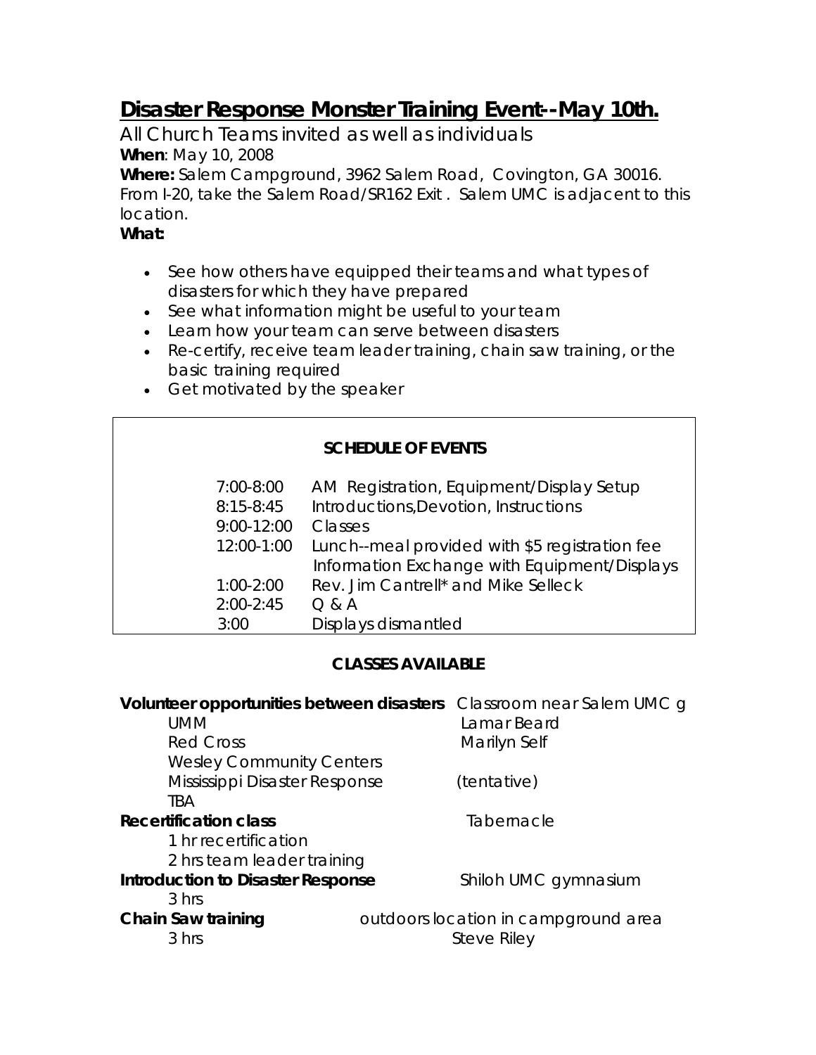# Disaster Response Monster Training Event--May 10th.

All Church Teams invited as well as individuals

**When**: May 10, 2008

**Where:** Salem Campground, 3962 Salem Road, Covington, GA 30016. From I-20, take the Salem Road/SR162 Exit . Salem UMC is adjacent to this location.

**What:**

- See how others have equipped their teams and what types of disasters for which they have prepared
- See what information might be useful to your team
- Learn how your team can serve between disasters
- Re-certify, receive team leader training, chain saw training, or the basic training required
- Get motivated by the speaker

**SCHEDULE OF EVENTS**

| | |
|---|---|
| 7:00-8:00 | AM Registration, Equipment/Display Setup |
| 8:15-8:45 | Introductions,Devotion, Instructions |
| 9:00-12:00 | Classes |
| 12:00-1:00 | Lunch--meal provided with $5 registration fee<br>Information Exchange with Equipment/Displays |
| 1:00-2:00 | Rev. Jim Cantrell* and Mike Selleck |
| 2:00-2:45 | Q & A |
| 3:00 | Displays dismantled |

**CLASSES AVAILABLE**

| | |
|---|---|
| **Volunteer opportunities between disasters** | Classroom near Salem UMC g |
| UMM | Lamar Beard |
| Red Cross | Marilyn Self |
| Wesley Community Centers | |
| Mississippi Disaster Response | (tentative) |
| TBA | |
| **Recertification class** | Tabernacle |
| 1 hr recertification | |
| 2 hrs team leader training | |
| **Introduction to Disaster Response** | Shiloh UMC gymnasium |
| 3 hrs | |
| **Chain Saw training** | outdoors location in campground area |
| 3 hrs | Steve Riley |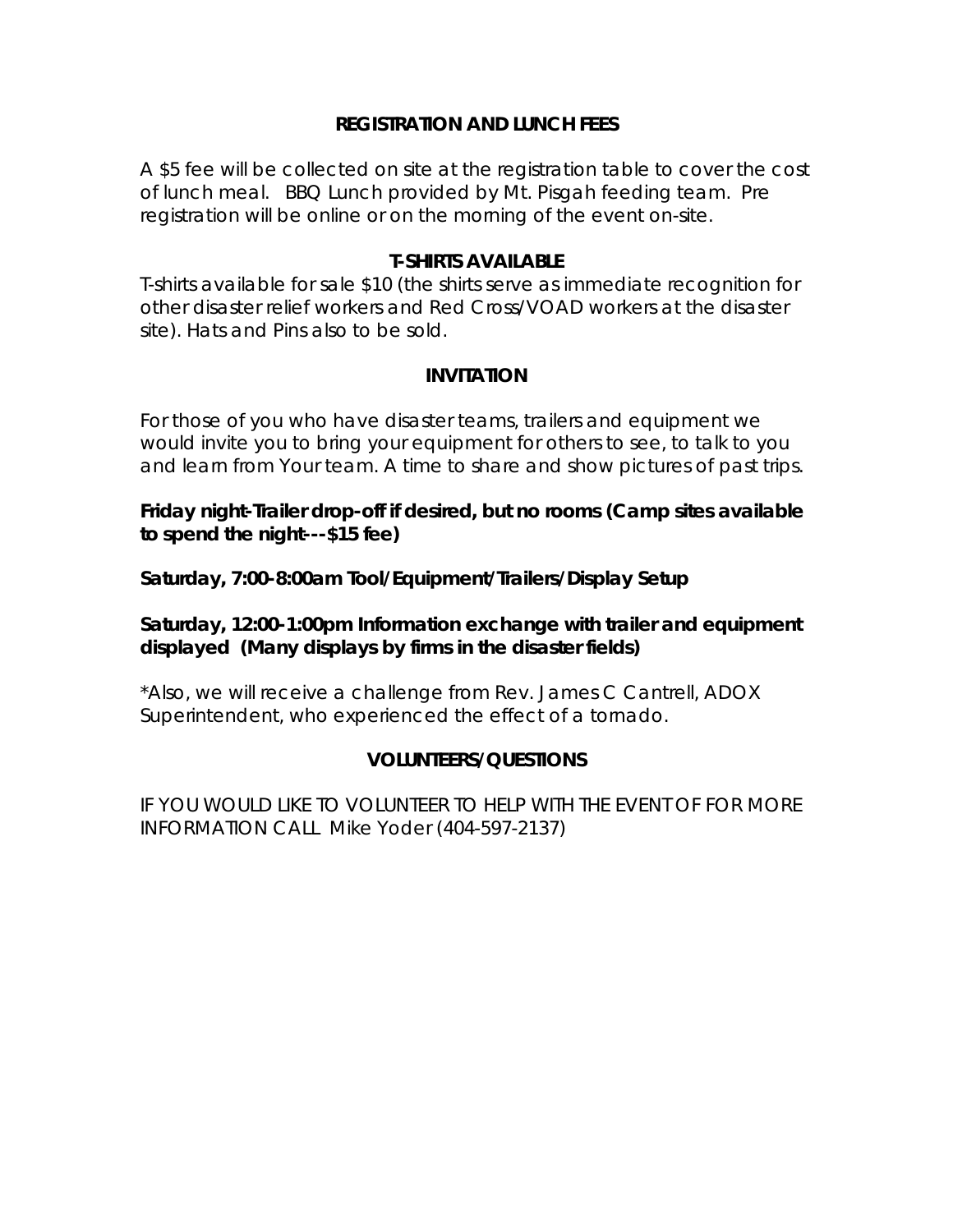### REGISTRATION AND LUNCH FEES

A $5 fee will be collected on site at the registration table to cover the cost of lunch meal. BBQ Lunch provided by Mt. Pisgah feeding team. Pre registration will be online or on the morning of the event on-site.

### T-SHIRTS AVAILABLE

T-shirts available for sale $10 (the shirts serve as immediate recognition for other disaster relief workers and Red Cross/VOAD workers at the disaster site). Hats and Pins also to be sold.

### INVITATION

For those of you who have disaster teams, trailers and equipment we would invite you to bring your equipment for others to see, to talk to you and learn from Your team. A time to share and show pictures of past trips.

**Friday night-Trailer drop-off if desired, but no rooms (Camp sites available to spend the night---$15 fee)**

**Saturday, 7:00-8:00am Tool/Equipment/Trailers/Display Setup**

**Saturday, 12:00-1:00pm Information exchange with trailer and equipment displayed (Many displays by firms in the disaster fields)**

*Also, we will receive a challenge from Rev. James C Cantrell, ADOX Superintendent, who experienced the effect of a tornado.

### VOLUNTEERS/QUESTIONS

IF YOU WOULD LIKE TO VOLUNTEER TO HELP WITH THE EVENT OF FOR MORE INFORMATION CALL Mike Yoder (404-597-2137)